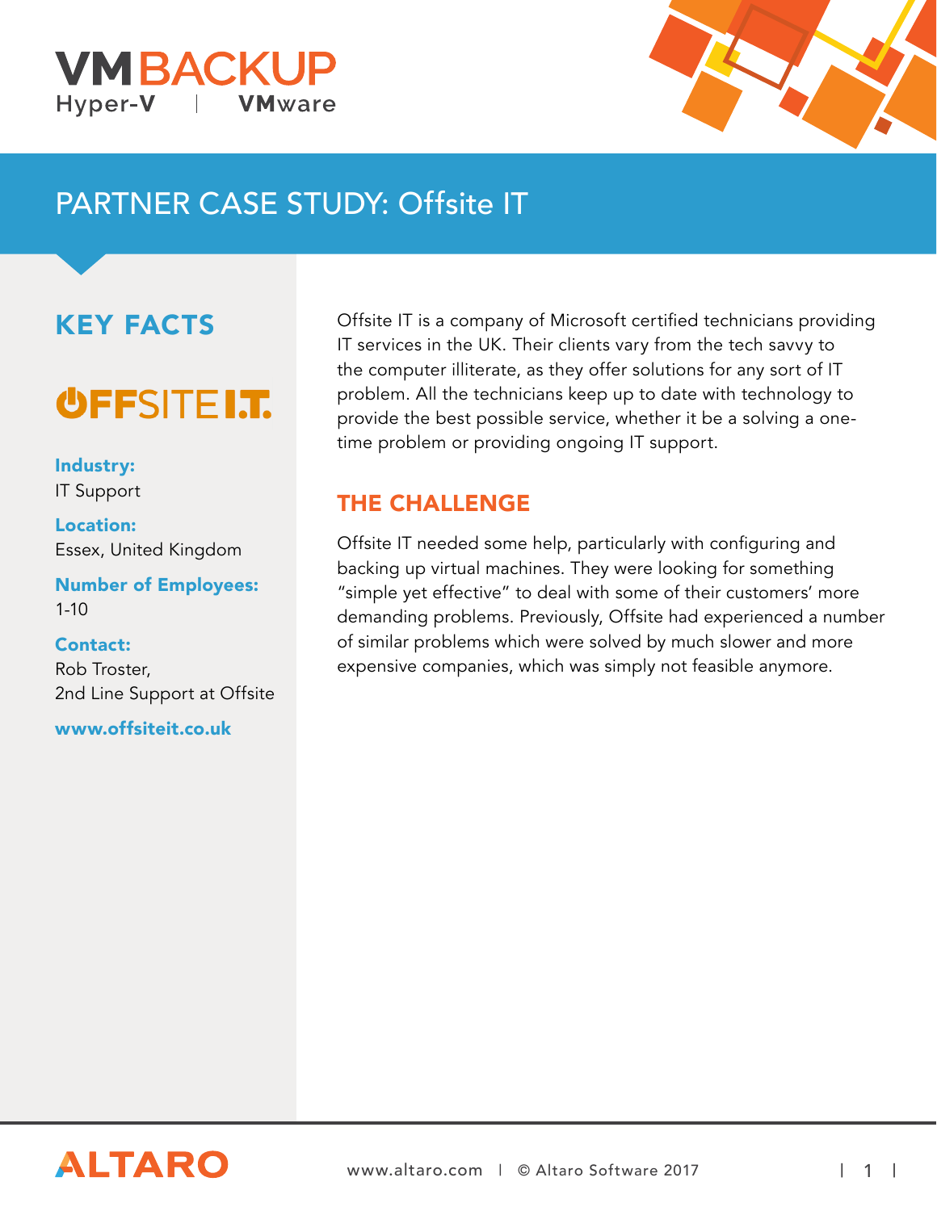VMBACKUP
Hyper-V | VMware

# PARTNER CASE STUDY: Offsite IT

## KEY FACTS

OFFSITE I.T.

**Industry:**
IT Support

**Location:**
Essex, United Kingdom

**Number of Employees:**
1-10

**Contact:**
Rob Troster,
2nd Line Support at Offsite

**www.offsiteit.co.uk**

Offsite IT is a company of Microsoft certified technicians providing IT services in the UK. Their clients vary from the tech savvy to the computer illiterate, as they offer solutions for any sort of IT problem. All the technicians keep up to date with technology to provide the best possible service, whether it be a solving a one-time problem or providing ongoing IT support.

## THE CHALLENGE

Offsite IT needed some help, particularly with configuring and backing up virtual machines. They were looking for something "simple yet effective" to deal with some of their customers' more demanding problems. Previously, Offsite had experienced a number of similar problems which were solved by much slower and more expensive companies, which was simply not feasible anymore.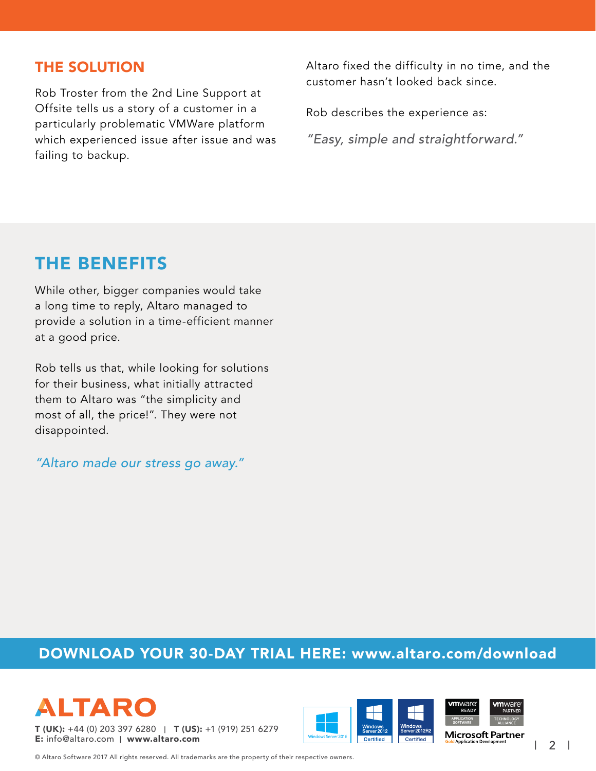## THE SOLUTION

Rob Troster from the 2nd Line Support at Offsite tells us a story of a customer in a particularly problematic VMWare platform which experienced issue after issue and was failing to backup.

Altaro fixed the difficulty in no time, and the customer hasn't looked back since.

Rob describes the experience as:

*"Easy, simple and straightforward."*

## THE BENEFITS

While other, bigger companies would take a long time to reply, Altaro managed to provide a solution in a time-efficient manner at a good price.

Rob tells us that, while looking for solutions for their business, what initially attracted them to Altaro was "the simplicity and most of all, the price!". They were not disappointed.

*"Altaro made our stress go away."*

**DOWNLOAD YOUR 30-DAY TRIAL HERE: www.altaro.com/download**

ALTARO

**T (UK):** +44 (0) 203 397 6280 | **T (US):** +1 (919) 251 6279
**E:** info@altaro.com | **www.altaro.com**

© Altaro Software 2017 All rights reserved. All trademarks are the property of their respective owners.